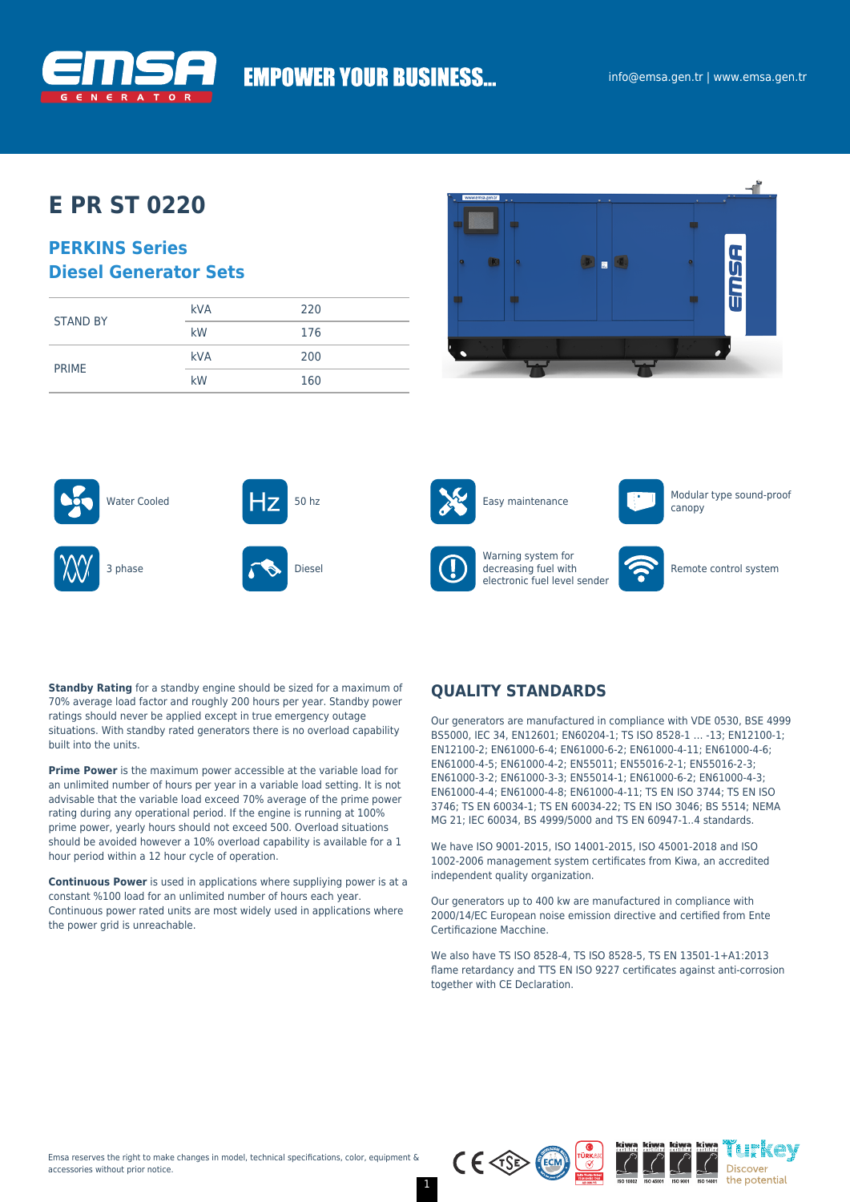EMPOWER YOUR BUSINESS...

info@emsa.gen.tr | www.emsa.gen.tr

# E PR ST 0220

## PERKINS Series
## Diesel Generator Sets

| | | |
|---|---|---|
| STAND BY | kVA | 220 |
| | kW | 176 |
| PRIME | kVA | 200 |
| | kW | 160 |

- Water Cooled
- 50 hz
- Easy maintenance
- Modular type sound-proof canopy
- 3 phase
- Diesel
- Warning system for decreasing fuel with electronic fuel level sender
- Remote control system

**Standby Rating** for a standby engine should be sized for a maximum of 70% average load factor and roughly 200 hours per year. Standby power ratings should never be applied except in true emergency outage situations. With standby rated generators there is no overload capability built into the units.

**Prime Power** is the maximum power accessible at the variable load for an unlimited number of hours per year in a variable load setting. It is not advisable that the variable load exceed 70% average of the prime power rating during any operational period. If the engine is running at 100% prime power, yearly hours should not exceed 500. Overload situations should be avoided however a 10% overload capability is available for a 1 hour period within a 12 hour cycle of operation.

**Continuous Power** is used in applications where suppliying power is at a constant %100 load for an unlimited number of hours each year. Continuous power rated units are most widely used in applications where the power grid is unreachable.

## QUALITY STANDARDS

Our generators are manufactured in compliance with VDE 0530, BSE 4999 BS5000, IEC 34, EN12601; EN60204-1; TS ISO 8528-1 ... -13; EN12100-1; EN12100-2; EN61000-6-4; EN61000-6-2; EN61000-4-11; EN61000-4-6; EN61000-4-5; EN61000-4-2; EN55011; EN55016-2-1; EN55016-2-3; EN61000-3-2; EN61000-3-3; EN55014-1; EN61000-6-2; EN61000-4-3; EN61000-4-4; EN61000-4-8; EN61000-4-11; TS EN ISO 3744; TS EN ISO 3746; TS EN 60034-1; TS EN 60034-22; TS EN ISO 3046; BS 5514; NEMA MG 21; IEC 60034, BS 4999/5000 and TS EN 60947-1..4 standards.

We have ISO 9001-2015, ISO 14001-2015, ISO 45001-2018 and ISO 1002-2006 management system certificates from Kiwa, an accredited independent quality organization.

Our generators up to 400 kw are manufactured in compliance with 2000/14/EC European noise emission directive and certified from Ente Certificazione Macchine.

We also have TS ISO 8528-4, TS ISO 8528-5, TS EN 13501-1+A1:2013 flame retardancy and TTS EN ISO 9227 certificates against anti-corrosion together with CE Declaration.

Emsa reserves the right to make changes in model, technical specifications, color, equipment & accessories without prior notice.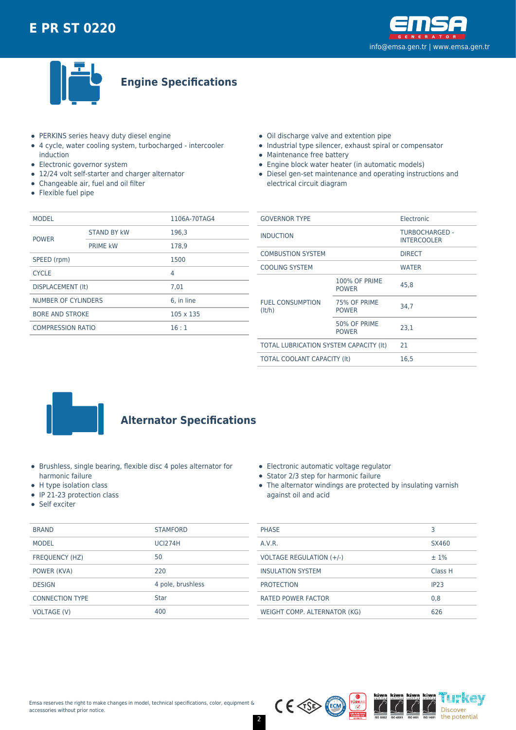# E PR ST 0220

info@emsa.gen.tr | www.emsa.gen.tr

## Engine Specifications

- PERKINS series heavy duty diesel engine
- 4 cycle, water cooling system, turbocharged - intercooler induction
- Electronic governor system
- 12/24 volt self-starter and charger alternator
- Changeable air, fuel and oil filter
- Flexible fuel pipe
- Oil discharge valve and extention pipe
- Industrial type silencer, exhaust spiral or compensator
- Maintenance free battery
- Engine block water heater (in automatic models)
- Diesel gen-set maintenance and operating instructions and electrical circuit diagram

| | | |
|---|---|---|
| MODEL | | 1106A-70TAG4 |
| POWER | STAND BY kW | 196,3 |
| | PRIME kW | 178,9 |
| SPEED (rpm) | | 1500 |
| CYCLE | | 4 |
| DISPLACEMENT (lt) | | 7,01 |
| NUMBER OF CYLINDERS | | 6, in line |
| BORE AND STROKE | | 105 x 135 |
| COMPRESSION RATIO | | 16 : 1 |

| | | |
|---|---|---|
| GOVERNOR TYPE | | Electronic |
| INDUCTION | | TURBOCHARGED - INTERCOOLER |
| COMBUSTION SYSTEM | | DIRECT |
| COOLING SYSTEM | | WATER |
| FUEL CONSUMPTION (lt/h) | 100% OF PRIME POWER | 45,8 |
| | 75% OF PRIME POWER | 34,7 |
| | 50% OF PRIME POWER | 23,1 |
| TOTAL LUBRICATION SYSTEM CAPACITY (lt) | | 21 |
| TOTAL COOLANT CAPACITY (lt) | | 16,5 |

## Alternator Specifications

- Brushless, single bearing, flexible disc 4 poles alternator for harmonic failure
- H type isolation class
- IP 21-23 protection class
- Self exciter
- Electronic automatic voltage regulator
- Stator 2/3 step for harmonic failure
- The alternator windings are protected by insulating varnish against oil and acid

| | |
|---|---|
| BRAND | STAMFORD |
| MODEL | UCI274H |
| FREQUENCY (HZ) | 50 |
| POWER (KVA) | 220 |
| DESIGN | 4 pole, brushless |
| CONNECTION TYPE | Star |
| VOLTAGE (V) | 400 |

| | |
|---|---|
| PHASE | 3 |
| A.V.R. | SX460 |
| VOLTAGE REGULATION (+/-) | ± 1% |
| INSULATION SYSTEM | Class H |
| PROTECTION | IP23 |
| RATED POWER FACTOR | 0,8 |
| WEIGHT COMP. ALTERNATOR (KG) | 626 |

Emsa reserves the right to make changes in model, technical specifications, color, equipment & accessories without prior notice.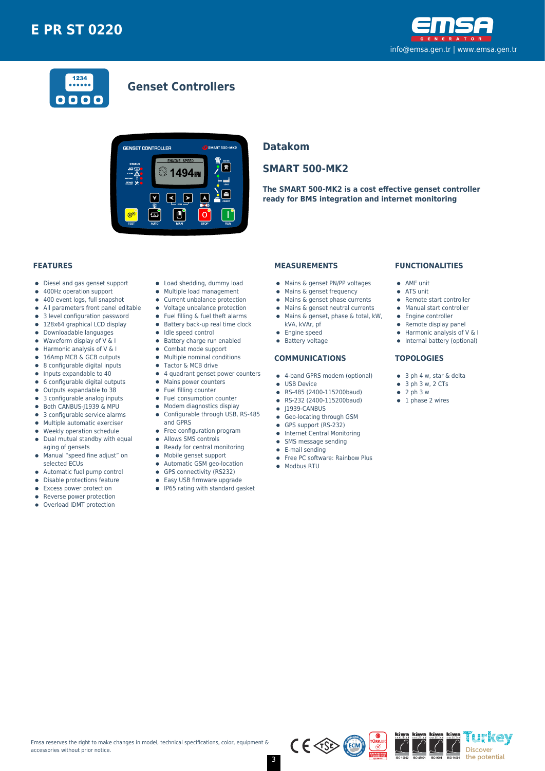# E PR ST 0220

info@emsa.gen.tr | www.emsa.gen.tr

## Genset Controllers

## Datakom

## SMART 500-MK2

**The SMART 500-MK2 is a cost effective genset controller ready for BMS integration and internet monitoring**

### FEATURES

- Diesel and gas genset support
- 400Hz operation support
- 400 event logs, full snapshot
- All parameters front panel editable
- 3 level configuration password
- 128x64 graphical LCD display
- Downloadable languages
- Waveform display of V & I
- Harmonic analysis of V & I
- 16Amp MCB & GCB outputs
- 8 configurable digital inputs
- Inputs expandable to 40
- 6 configurable digital outputs
- Outputs expandable to 38
- 3 configurable analog inputs
- Both CANBUS-J1939 & MPU
- 3 configurable service alarms
- Multiple automatic exerciser
- Weekly operation schedule
- Dual mutual standby with equal aging of gensets
- Manual "speed fine adjust" on selected ECUs
- Automatic fuel pump control
- Disable protections feature
- Excess power protection
- Reverse power protection
- Overload IDMT protection
- Load shedding, dummy load
- Multiple load management
- Current unbalance protection
- Voltage unbalance protection
- Fuel filling & fuel theft alarms
- Battery back-up real time clock
- Idle speed control
- Battery charge run enabled
- Combat mode support
- Multiple nominal conditions
- Tactor & MCB drive
- 4 quadrant genset power counters
- Mains power counters
- Fuel filling counter
- Fuel consumption counter
- Modem diagnostics display
- Configurable through USB, RS-485 and GPRS
- Free configuration program
- Allows SMS controls
- Ready for central monitoring
- Mobile genset support
- Automatic GSM geo-location
- GPS connectivity (RS232)
- Easy USB firmware upgrade
- IP65 rating with standard gasket

### MEASUREMENTS

- Mains & genset PN/PP voltages
- Mains & genset frequency
- Mains & genset phase currents
- Mains & genset neutral currents
- Mains & genset, phase & total, kW, kVA, kVAr, pf
- Engine speed
- Battery voltage

### COMMUNICATIONS

- 4-band GPRS modem (optional)
- USB Device
- RS-485 (2400-115200baud)
- RS-232 (2400-115200baud)
- J1939-CANBUS
- Geo-locating through GSM
- GPS support (RS-232)
- Internet Central Monitoring
- SMS message sending
- E-mail sending
- Free PC software: Rainbow Plus
- Modbus RTU

### FUNCTIONALITIES

- AMF unit
- ATS unit
- Remote start controller
- Manual start controller
- Engine controller
- Remote display panel
- Harmonic analysis of V & I
- Internal battery (optional)

### TOPOLOGIES

- 3 ph 4 w, star & delta
- 3 ph 3 w, 2 CTs
- 2 ph 3 w
- 1 phase 2 wires

Emsa reserves the right to make changes in model, technical specifications, color, equipment & accessories without prior notice.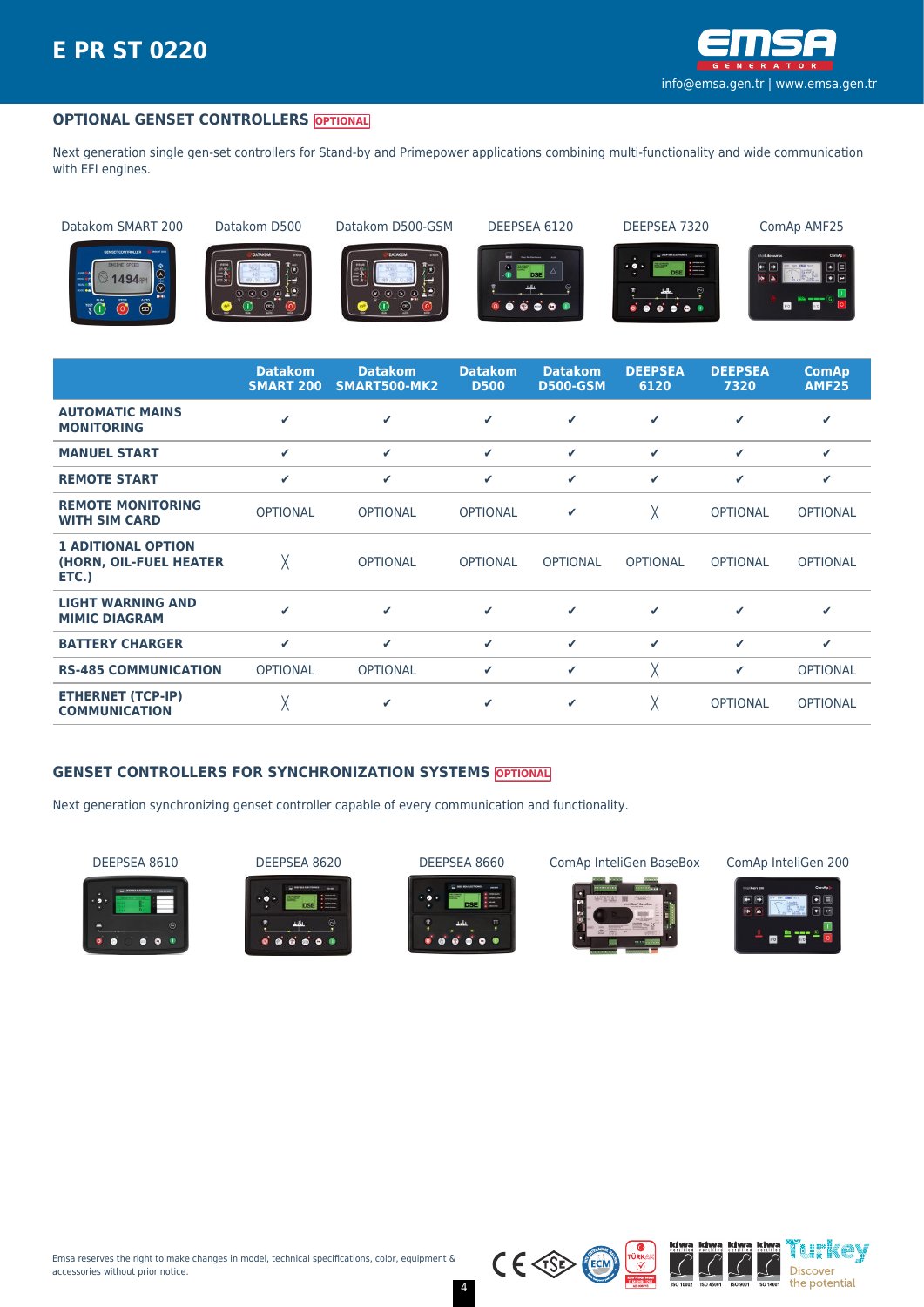## OPTIONAL GENSET CONTROLLERS OPTIONAL

Next generation single gen-set controllers for Stand-by and Primepower applications combining multi-functionality and wide communication with EFI engines.

Datakom SMART 200 Datakom D500 Datakom D500-GSM DEEPSEA 6120 DEEPSEA 7320 ComAp AMF25

| | Datakom SMART 200 | Datakom SMART500-MK2 | Datakom D500 | Datakom D500-GSM | DEEPSEA 6120 | DEEPSEA 7320 | ComAp AMF25 |
|---|---|---|---|---|---|---|---|
| AUTOMATIC MAINS MONITORING | ✔ | ✔ | ✔ | ✔ | ✔ | ✔ | ✔ |
| MANUEL START | ✔ | ✔ | ✔ | ✔ | ✔ | ✔ | ✔ |
| REMOTE START | ✔ | ✔ | ✔ | ✔ | ✔ | ✔ | ✔ |
| REMOTE MONITORING WITH SIM CARD | OPTIONAL | OPTIONAL | OPTIONAL | ✔ | Χ | OPTIONAL | OPTIONAL |
| 1 ADITIONAL OPTION (HORN, OIL-FUEL HEATER ETC.) | Χ | OPTIONAL | OPTIONAL | OPTIONAL | OPTIONAL | OPTIONAL | OPTIONAL |
| LIGHT WARNING AND MIMIC DIAGRAM | ✔ | ✔ | ✔ | ✔ | ✔ | ✔ | ✔ |
| BATTERY CHARGER | ✔ | ✔ | ✔ | ✔ | ✔ | ✔ | ✔ |
| RS-485 COMMUNICATION | OPTIONAL | OPTIONAL | ✔ | ✔ | Χ | ✔ | OPTIONAL |
| ETHERNET (TCP-IP) COMMUNICATION | Χ | ✔ | ✔ | ✔ | Χ | OPTIONAL | OPTIONAL |

## GENSET CONTROLLERS FOR SYNCHRONIZATION SYSTEMS OPTIONAL

Next generation synchronizing genset controller capable of every communication and functionality.

DEEPSEA 8610 DEEPSEA 8620 DEEPSEA 8660 ComAp InteliGen BaseBox ComAp InteliGen 200

Emsa reserves the right to make changes in model, technical specifications, color, equipment & accessories without prior notice.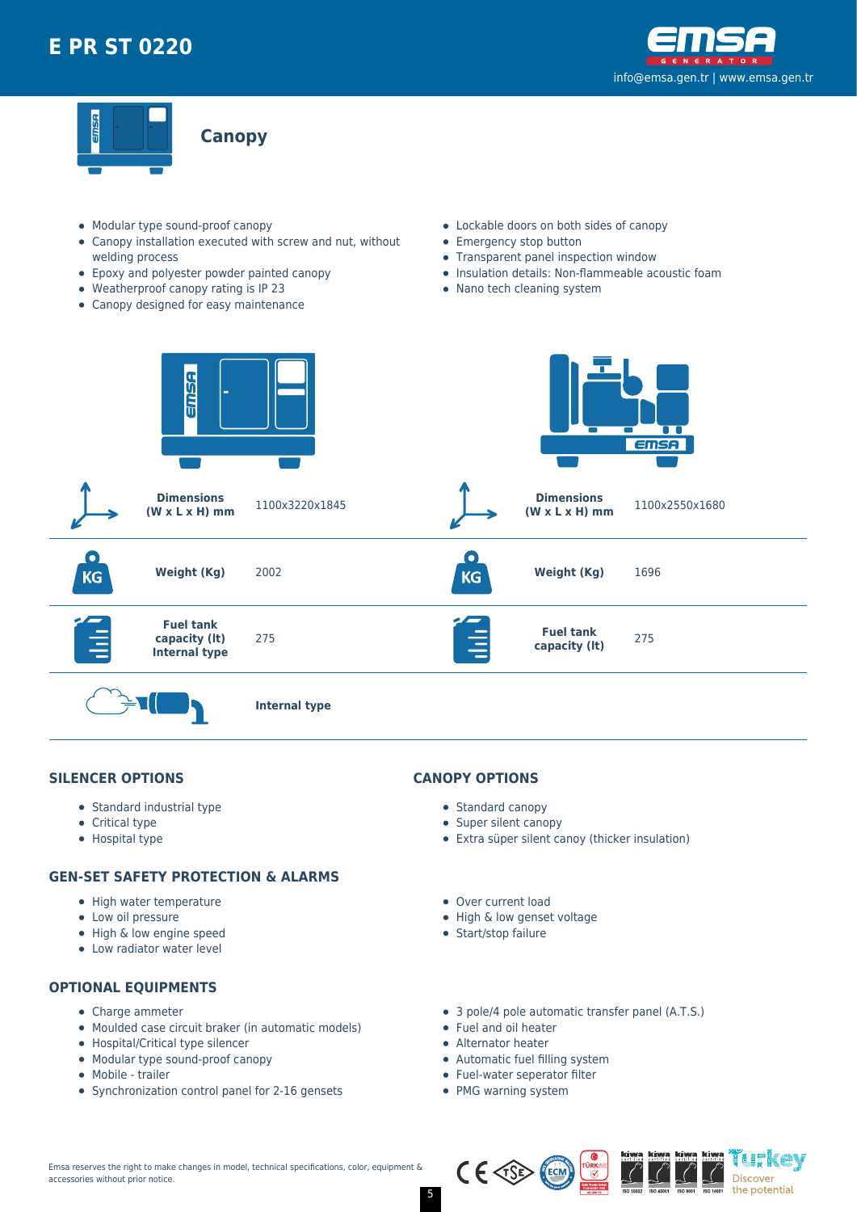# E PR ST 0220

info@emsa.gen.tr | www.emsa.gen.tr

## Canopy

- Modular type sound-proof canopy
- Canopy installation executed with screw and nut, without welding process
- Epoxy and polyester powder painted canopy
- Weatherproof canopy rating is IP 23
- Canopy designed for easy maintenance
- Lockable doors on both sides of canopy
- Emergency stop button
- Transparent panel inspection window
- Insulation details: Non-flammeable acoustic foam
- Nano tech cleaning system

| | | | |
|---|---|---|---|
| **Dimensions (W x L x H) mm** | 1100x3220x1845 | **Dimensions (W x L x H) mm** | 1100x2550x1680 |
| **Weight (Kg)** | 2002 | **Weight (Kg)** | 1696 |
| **Fuel tank capacity (lt) Internal type** | 275 | **Fuel tank capacity (lt)** | 275 |
| **Internal type** | | | |

## SILENCER OPTIONS

- Standard industrial type
- Critical type
- Hospital type

## CANOPY OPTIONS

- Standard canopy
- Super silent canopy
- Extra süper silent canoy (thicker insulation)

## GEN-SET SAFETY PROTECTION & ALARMS

- High water temperature
- Low oil pressure
- High & low engine speed
- Low radiator water level
- Over current load
- High & low genset voltage
- Start/stop failure

## OPTIONAL EQUIPMENTS

- Charge ammeter
- Moulded case circuit braker (in automatic models)
- Hospital/Critical type silencer
- Modular type sound-proof canopy
- Mobile - trailer
- Synchronization control panel for 2-16 gensets
- 3 pole/4 pole automatic transfer panel (A.T.S.)
- Fuel and oil heater
- Alternator heater
- Automatic fuel filling system
- Fuel-water seperator filter
- PMG warning system

Emsa reserves the right to make changes in model, technical specifications, color, equipment & accessories without prior notice.